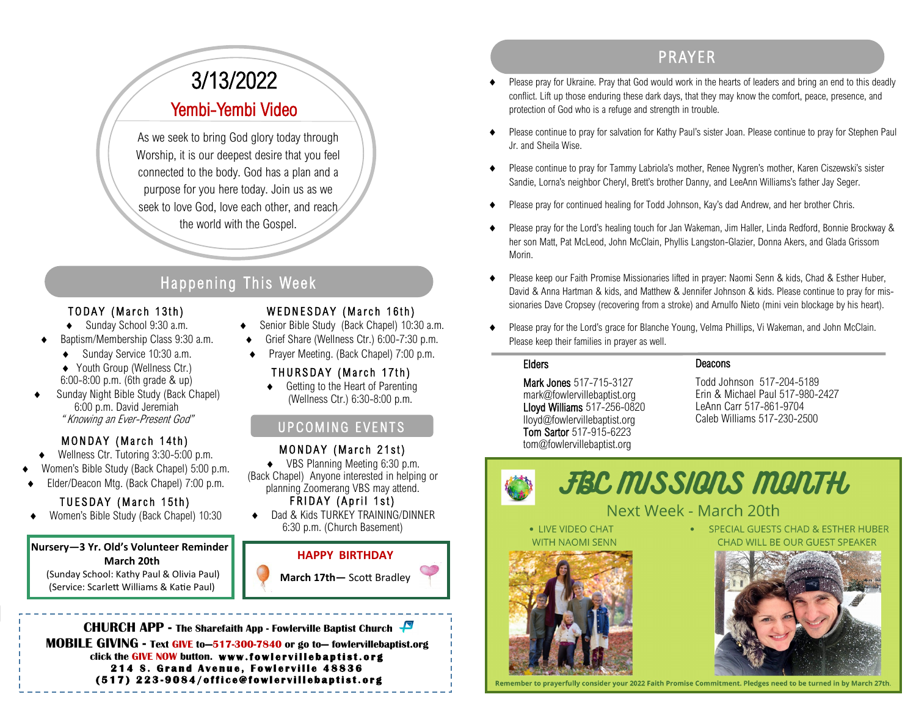# 3/13/2022

## Yembi-Yembi Video

As we seek to bring God glory today through Worship, it is our deepest desire that you feel connected to the body. God has a plan and a purpose for you here today. Join us as we seek to love God, love each other, and reach the world with the Gospel.

## Happening This Week

### TODAY (March 13th)

- Sunday School 9:30 a.m.
- Baptism/Membership Class 9:30 a.m.
- Sunday Service 10:30 a.m.
- Youth Group (Wellness Ctr.) 6:00-8:00 p.m. (6th grade & up)
- Sunday Night Bible Study (Back Chapel) 6:00 p.m. David Jeremiah *"Knowing an Ever-Present God"*

### MONDAY (March 14th)

- Wellness Ctr. Tutoring 3:30-5:00 p.m.
- Women's Bible Study (Back Chapel) 5:00 p.m.
- Elder/Deacon Mtg. (Back Chapel) 7:00 p.m.

### TUESDAY (March 15th)

- Women's Bible Study (Back Chapel) 10:30

### WEDNESDAY (March 16th)

- Senior Bible Study (Back Chapel) 10:30 a.m.
- Grief Share (Wellness Ctr.) 6:00-7:30 p.m.
- Prayer Meeting. (Back Chapel) 7:00 p.m.

### THURSDAY (March 17th)

- Getting to the Heart of Parenting (Wellness Ctr.) 6:30-8:00 p.m.

## UPCOMING EVENTS

### MONDAY (March 21st)

- VBS Planning Meeting 6:30 p.m. (Back Chapel) Anyone interested in helping or planning Zoomerang VBS may attend.

### FRIDAY (April 1st)

- Dad & Kids TURKEY TRAINING/DINNER 6:30 p.m. (Church Basement)

**Nursery—3 Yr. Old's Volunteer Reminder March 20th**
(Sunday School: Kathy Paul & Olivia Paul)
(Service: Scarlett Williams & Katie Paul)

**HAPPY BIRTHDAY**
**March 17th—** Scott Bradley

**CHURCH APP - The Sharefaith App - Fowlerville Baptist Church**
**MOBILE GIVING - Text GIVE to—517-300-7840 or go to— fowlervillebaptist.org click the GIVE NOW button. www.fowlervillebaptist.org**
**214 S. Grand Avenue, Fowlerville 48836**
**(517) 223-9084/office@fowlervillebaptist.org**

## PRAYER

- Please pray for Ukraine. Pray that God would work in the hearts of leaders and bring an end to this deadly conflict. Lift up those enduring these dark days, that they may know the comfort, peace, presence, and protection of God who is a refuge and strength in trouble.
- Please continue to pray for salvation for Kathy Paul's sister Joan. Please continue to pray for Stephen Paul Jr. and Sheila Wise.
- Please continue to pray for Tammy Labriola's mother, Renee Nygren's mother, Karen Ciszewski's sister Sandie, Lorna's neighbor Cheryl, Brett's brother Danny, and LeeAnn Williams's father Jay Seger.
- Please pray for continued healing for Todd Johnson, Kay's dad Andrew, and her brother Chris.
- Please pray for the Lord's healing touch for Jan Wakeman, Jim Haller, Linda Redford, Bonnie Brockway & her son Matt, Pat McLeod, John McClain, Phyllis Langston-Glazier, Donna Akers, and Glada Grissom Morin.
- Please keep our Faith Promise Missionaries lifted in prayer: Naomi Senn & kids, Chad & Esther Huber, David & Anna Hartman & kids, and Matthew & Jennifer Johnson & kids. Please continue to pray for missionaries Dave Cropsey (recovering from a stroke) and Arnulfo Nieto (mini vein blockage by his heart).
- Please pray for the Lord's grace for Blanche Young, Velma Phillips, Vi Wakeman, and John McClain. Please keep their families in prayer as well.

### Elders

**Mark Jones** 517-715-3127
mark@fowlervillebaptist.org
**Lloyd Williams** 517-256-0820
lloyd@fowlervillebaptist.org
**Tom Sartor** 517-915-6223
tom@fowlervillebaptist.org

### Deacons

Todd Johnson 517-204-5189
Erin & Michael Paul 517-980-2427
LeAnn Carr 517-861-9704
Caleb Williams 517-230-2500

## FBC MISSIONS MONTH

### Next Week - March 20th

- LIVE VIDEO CHAT WITH NAOMI SENN
- SPECIAL GUESTS CHAD & ESTHER HUBER CHAD WILL BE OUR GUEST SPEAKER

**Remember to prayerfully consider your 2022 Faith Promise Commitment. Pledges need to be turned in by March 27th.**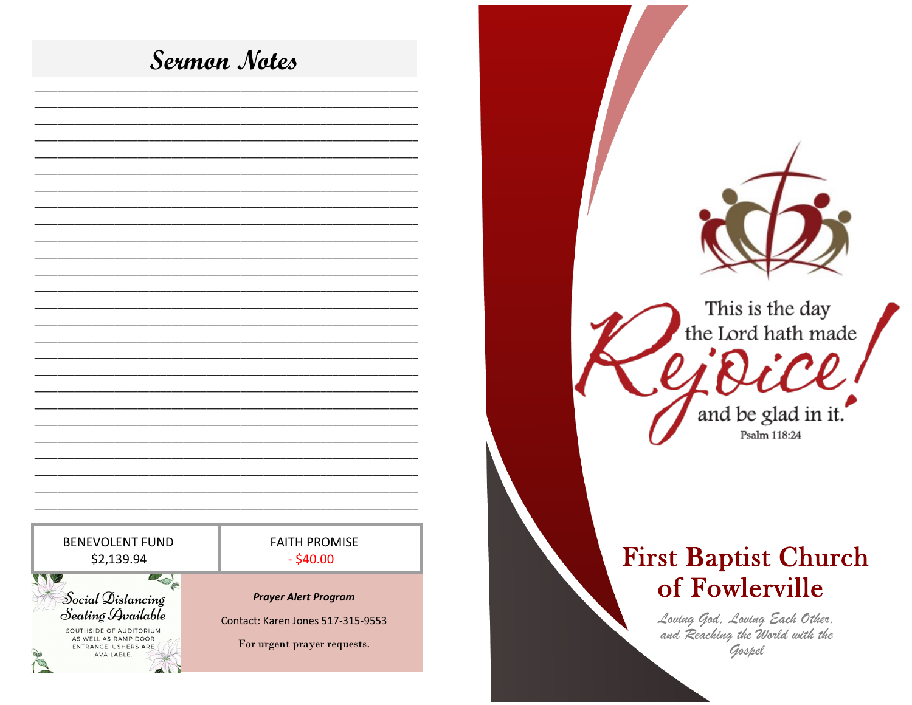## Sermon Notes

| BENEVOLENT FUND | FAITH PROMISE |
|---|---|
| $2,139.94 | - $40.00 |

*Social Distancing Seating Available*

SOUTHSIDE OF AUDITORIUM AS WELL AS RAMP DOOR ENTRANCE. USHERS ARE AVAILABLE.

***Prayer Alert Program***

Contact: Karen Jones 517-315-9553

For urgent prayer requests.

This is the day the Lord hath made

Rejoice!

and be glad in it.

Psalm 118:24

# First Baptist Church of Fowlerville

*Loving God, Loving Each Other, and Reaching the World with the Gospel*